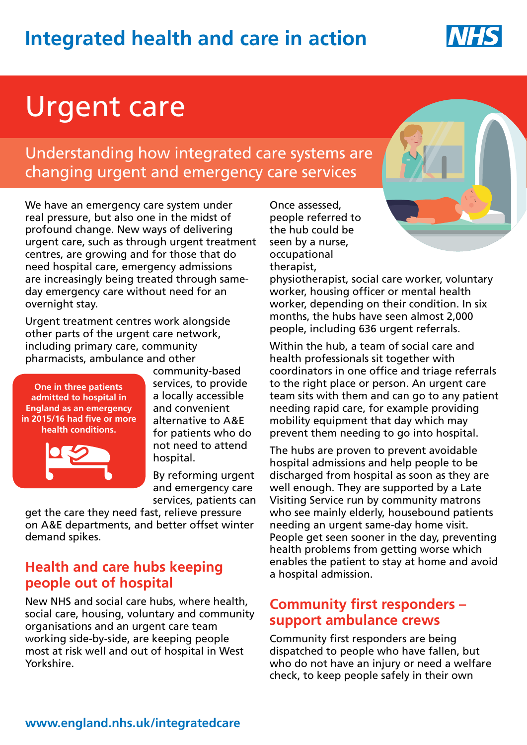# Integrated health and care in action

# Urgent care

## Understanding how integrated care systems are changing urgent and emergency care services

We have an emergency care system under real pressure, but also one in the midst of profound change. New ways of delivering urgent care, such as through urgent treatment centres, are growing and for those that do need hospital care, emergency admissions are increasingly being treated through same-day emergency care without need for an overnight stay.

Urgent treatment centres work alongside other parts of the urgent care network, including primary care, community pharmacists, ambulance and other community-based services, to provide a locally accessible and convenient alternative to A&E for patients who do not need to attend hospital.

**One in three patients admitted to hospital in England as an emergency in 2015/16 had five or more health conditions.**

By reforming urgent and emergency care services, patients can get the care they need fast, relieve pressure on A&E departments, and better offset winter demand spikes.

## Health and care hubs keeping people out of hospital

New NHS and social care hubs, where health, social care, housing, voluntary and community organisations and an urgent care team working side-by-side, are keeping people most at risk well and out of hospital in West Yorkshire.

Once assessed, people referred to the hub could be seen by a nurse, occupational therapist, physiotherapist, social care worker, voluntary worker, housing officer or mental health worker, depending on their condition. In six months, the hubs have seen almost 2,000 people, including 636 urgent referrals.

Within the hub, a team of social care and health professionals sit together with coordinators in one office and triage referrals to the right place or person. An urgent care team sits with them and can go to any patient needing rapid care, for example providing mobility equipment that day which may prevent them needing to go into hospital.

The hubs are proven to prevent avoidable hospital admissions and help people to be discharged from hospital as soon as they are well enough. They are supported by a Late Visiting Service run by community matrons who see mainly elderly, housebound patients needing an urgent same-day home visit. People get seen sooner in the day, preventing health problems from getting worse which enables the patient to stay at home and avoid a hospital admission.

## Community first responders – support ambulance crews

Community first responders are being dispatched to people who have fallen, but who do not have an injury or need a welfare check, to keep people safely in their own

www.england.nhs.uk/integratedcare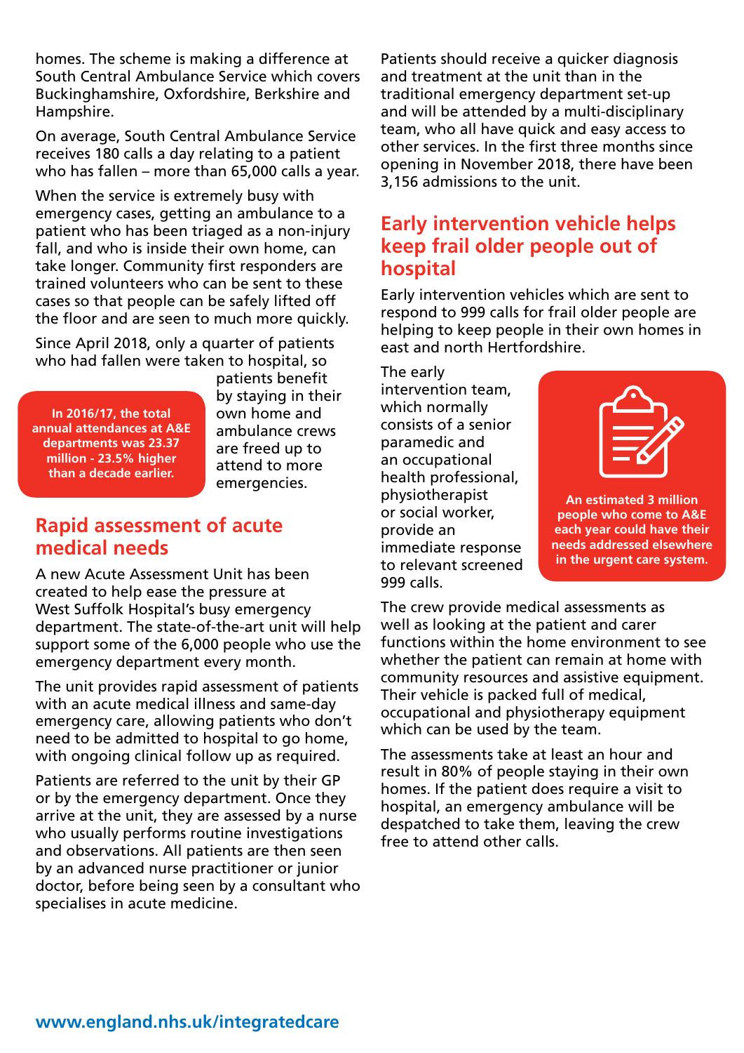homes. The scheme is making a difference at South Central Ambulance Service which covers Buckinghamshire, Oxfordshire, Berkshire and Hampshire.

On average, South Central Ambulance Service receives 180 calls a day relating to a patient who has fallen – more than 65,000 calls a year.

When the service is extremely busy with emergency cases, getting an ambulance to a patient who has been triaged as a non-injury fall, and who is inside their own home, can take longer. Community first responders are trained volunteers who can be sent to these cases so that people can be safely lifted off the floor and are seen to much more quickly.

Since April 2018, only a quarter of patients who had fallen were taken to hospital, so patients benefit by staying in their own home and ambulance crews are freed up to attend to more emergencies.

**In 2016/17, the total annual attendances at A&E departments was 23.37 million - 23.5% higher than a decade earlier.**

## Rapid assessment of acute medical needs

A new Acute Assessment Unit has been created to help ease the pressure at West Suffolk Hospital's busy emergency department. The state-of-the-art unit will help support some of the 6,000 people who use the emergency department every month.

The unit provides rapid assessment of patients with an acute medical illness and same-day emergency care, allowing patients who don't need to be admitted to hospital to go home, with ongoing clinical follow up as required.

Patients are referred to the unit by their GP or by the emergency department. Once they arrive at the unit, they are assessed by a nurse who usually performs routine investigations and observations. All patients are then seen by an advanced nurse practitioner or junior doctor, before being seen by a consultant who specialises in acute medicine.

Patients should receive a quicker diagnosis and treatment at the unit than in the traditional emergency department set-up and will be attended by a multi-disciplinary team, who all have quick and easy access to other services. In the first three months since opening in November 2018, there have been 3,156 admissions to the unit.

## Early intervention vehicle helps keep frail older people out of hospital

Early intervention vehicles which are sent to respond to 999 calls for frail older people are helping to keep people in their own homes in east and north Hertfordshire.

The early intervention team, which normally consists of a senior paramedic and an occupational health professional, physiotherapist or social worker, provide an immediate response to relevant screened 999 calls.

**An estimated 3 million people who come to A&E each year could have their needs addressed elsewhere in the urgent care system.**

The crew provide medical assessments as well as looking at the patient and carer functions within the home environment to see whether the patient can remain at home with community resources and assistive equipment. Their vehicle is packed full of medical, occupational and physiotherapy equipment which can be used by the team.

The assessments take at least an hour and result in 80% of people staying in their own homes. If the patient does require a visit to hospital, an emergency ambulance will be despatched to take them, leaving the crew free to attend other calls.

www.england.nhs.uk/integratedcare